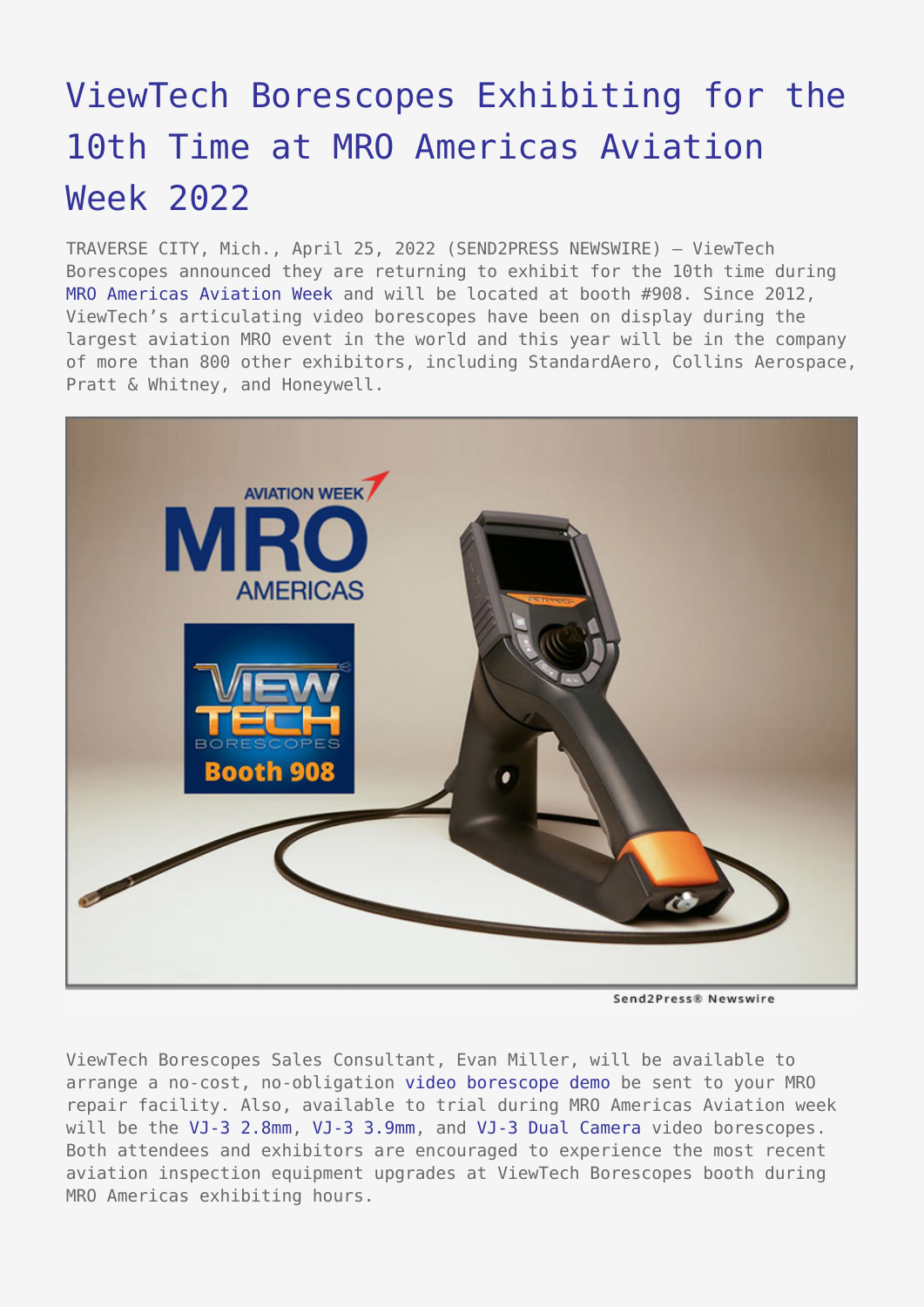# ViewTech Borescopes Exhibiting for the 10th Time at MRO Americas Aviation Week 2022

TRAVERSE CITY, Mich., April 25, 2022 (SEND2PRESS NEWSWIRE) — ViewTech Borescopes announced they are returning to exhibit for the 10th time during MRO Americas Aviation Week and will be located at booth #908. Since 2012, ViewTech's articulating video borescopes have been on display during the largest aviation MRO event in the world and this year will be in the company of more than 800 other exhibitors, including StandardAero, Collins Aerospace, Pratt & Whitney, and Honeywell.

ViewTech Borescopes Sales Consultant, Evan Miller, will be available to arrange a no-cost, no-obligation video borescope demo be sent to your MRO repair facility. Also, available to trial during MRO Americas Aviation week will be the VJ-3 2.8mm, VJ-3 3.9mm, and VJ-3 Dual Camera video borescopes. Both attendees and exhibitors are encouraged to experience the most recent aviation inspection equipment upgrades at ViewTech Borescopes booth during MRO Americas exhibiting hours.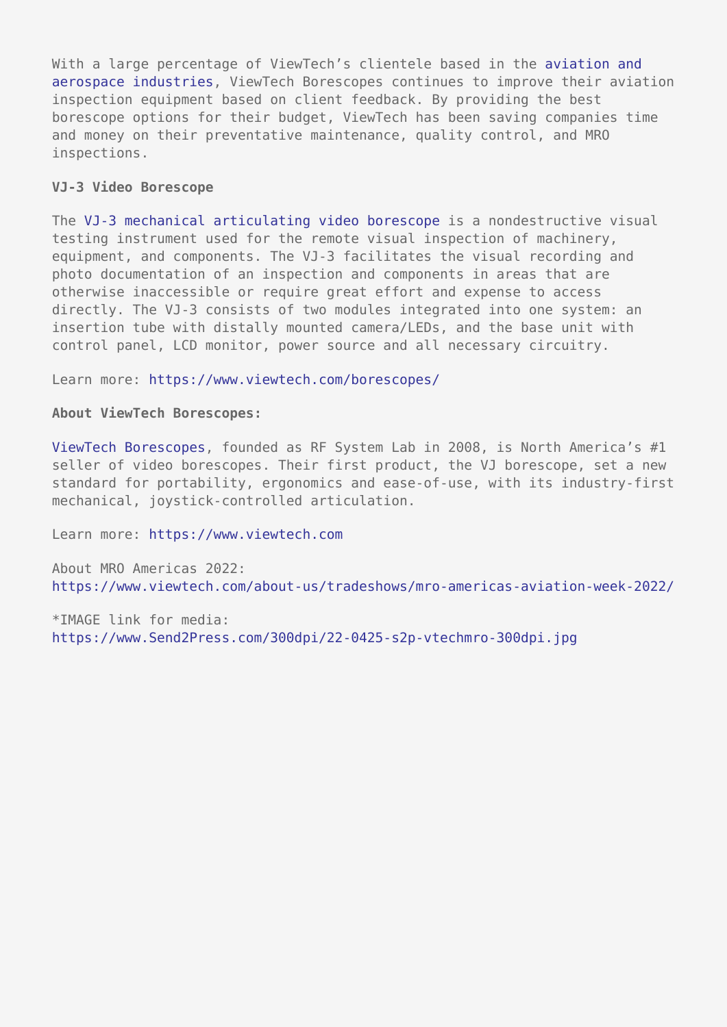With a large percentage of ViewTech's clientele based in the aviation and aerospace industries, ViewTech Borescopes continues to improve their aviation inspection equipment based on client feedback. By providing the best borescope options for their budget, ViewTech has been saving companies time and money on their preventative maintenance, quality control, and MRO inspections.

**VJ-3 Video Borescope**

The VJ-3 mechanical articulating video borescope is a nondestructive visual testing instrument used for the remote visual inspection of machinery, equipment, and components. The VJ-3 facilitates the visual recording and photo documentation of an inspection and components in areas that are otherwise inaccessible or require great effort and expense to access directly. The VJ-3 consists of two modules integrated into one system: an insertion tube with distally mounted camera/LEDs, and the base unit with control panel, LCD monitor, power source and all necessary circuitry.

Learn more: https://www.viewtech.com/borescopes/

**About ViewTech Borescopes:**

ViewTech Borescopes, founded as RF System Lab in 2008, is North America's #1 seller of video borescopes. Their first product, the VJ borescope, set a new standard for portability, ergonomics and ease-of-use, with its industry-first mechanical, joystick-controlled articulation.

Learn more: https://www.viewtech.com

About MRO Americas 2022:
https://www.viewtech.com/about-us/tradeshows/mro-americas-aviation-week-2022/

*IMAGE link for media:
https://www.Send2Press.com/300dpi/22-0425-s2p-vtechmro-300dpi.jpg